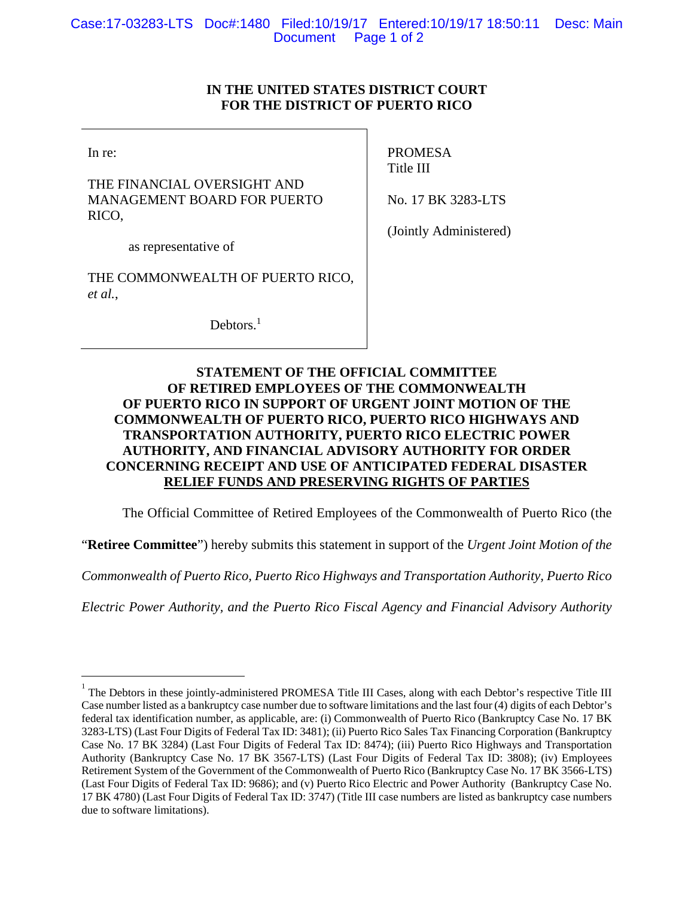**IN THE UNITED STATES DISTRICT COURT FOR THE DISTRICT OF PUERTO RICO**

| | |
|---|---|
| In re:<br><br>THE FINANCIAL OVERSIGHT AND MANAGEMENT BOARD FOR PUERTO RICO,<br><br>as representative of<br><br>THE COMMONWEALTH OF PUERTO RICO, *et al.*,<br><br>Debtors.[1] | PROMESA Title III<br><br>No. 17 BK 3283-LTS<br><br>(Jointly Administered) |

**STATEMENT OF THE OFFICIAL COMMITTEE OF RETIRED EMPLOYEES OF THE COMMONWEALTH OF PUERTO RICO IN SUPPORT OF URGENT JOINT MOTION OF THE COMMONWEALTH OF PUERTO RICO, PUERTO RICO HIGHWAYS AND TRANSPORTATION AUTHORITY, PUERTO RICO ELECTRIC POWER AUTHORITY, AND FINANCIAL ADVISORY AUTHORITY FOR ORDER CONCERNING RECEIPT AND USE OF ANTICIPATED FEDERAL DISASTER RELIEF FUNDS AND PRESERVING RIGHTS OF PARTIES**

The Official Committee of Retired Employees of the Commonwealth of Puerto Rico (the "**Retiree Committee**") hereby submits this statement in support of the *Urgent Joint Motion of the Commonwealth of Puerto Rico, Puerto Rico Highways and Transportation Authority, Puerto Rico Electric Power Authority, and the Puerto Rico Fiscal Agency and Financial Advisory Authority*

---

[1] The Debtors in these jointly-administered PROMESA Title III Cases, along with each Debtor's respective Title III Case number listed as a bankruptcy case number due to software limitations and the last four (4) digits of each Debtor's federal tax identification number, as applicable, are: (i) Commonwealth of Puerto Rico (Bankruptcy Case No. 17 BK 3283-LTS) (Last Four Digits of Federal Tax ID: 3481); (ii) Puerto Rico Sales Tax Financing Corporation (Bankruptcy Case No. 17 BK 3284) (Last Four Digits of Federal Tax ID: 8474); (iii) Puerto Rico Highways and Transportation Authority (Bankruptcy Case No. 17 BK 3567-LTS) (Last Four Digits of Federal Tax ID: 3808); (iv) Employees Retirement System of the Government of the Commonwealth of Puerto Rico (Bankruptcy Case No. 17 BK 3566-LTS) (Last Four Digits of Federal Tax ID: 9686); and (v) Puerto Rico Electric and Power Authority (Bankruptcy Case No. 17 BK 4780) (Last Four Digits of Federal Tax ID: 3747) (Title III case numbers are listed as bankruptcy case numbers due to software limitations).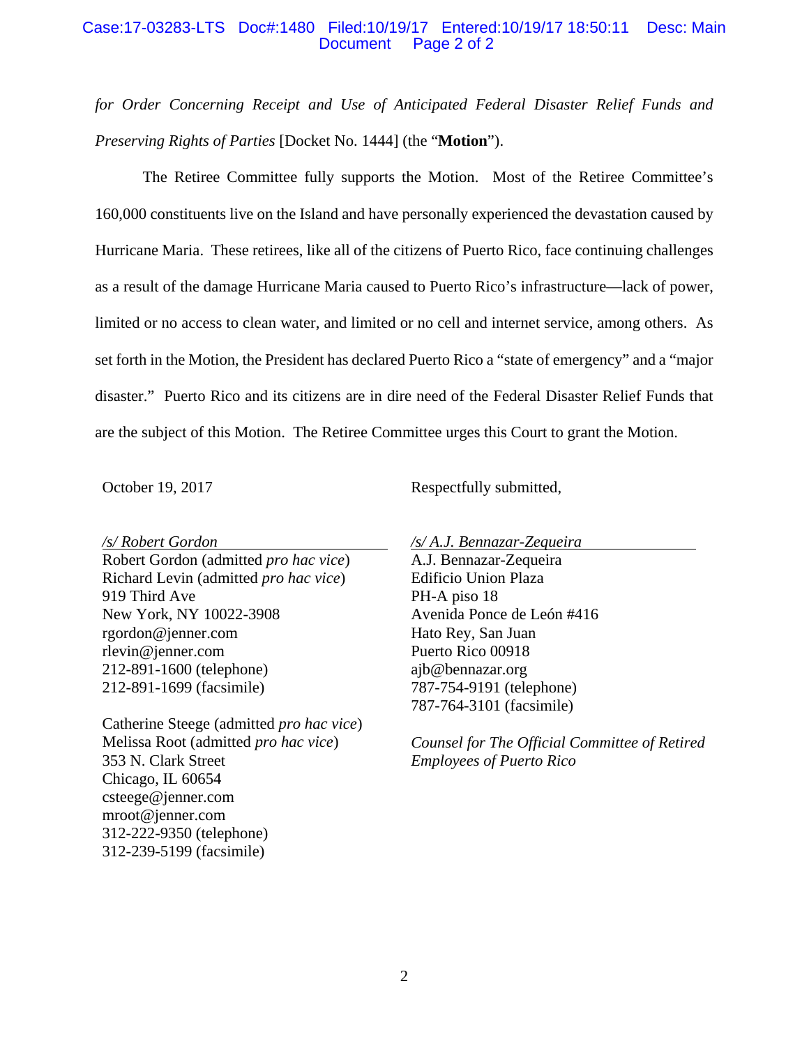*for Order Concerning Receipt and Use of Anticipated Federal Disaster Relief Funds and Preserving Rights of Parties* [Docket No. 1444] (the "**Motion**").

The Retiree Committee fully supports the Motion. Most of the Retiree Committee's 160,000 constituents live on the Island and have personally experienced the devastation caused by Hurricane Maria. These retirees, like all of the citizens of Puerto Rico, face continuing challenges as a result of the damage Hurricane Maria caused to Puerto Rico's infrastructure—lack of power, limited or no access to clean water, and limited or no cell and internet service, among others. As set forth in the Motion, the President has declared Puerto Rico a "state of emergency" and a "major disaster." Puerto Rico and its citizens are in dire need of the Federal Disaster Relief Funds that are the subject of this Motion. The Retiree Committee urges this Court to grant the Motion.

October 19, 2017

Respectfully submitted,

*/s/ Robert Gordon*
Robert Gordon (admitted *pro hac vice*)
Richard Levin (admitted *pro hac vice*)
919 Third Ave
New York, NY 10022-3908
rgordon@jenner.com
rlevin@jenner.com
212-891-1600 (telephone)
212-891-1699 (facsimile)

Catherine Steege (admitted *pro hac vice*)
Melissa Root (admitted *pro hac vice*)
353 N. Clark Street
Chicago, IL 60654
csteege@jenner.com
mroot@jenner.com
312-222-9350 (telephone)
312-239-5199 (facsimile)

*/s/ A.J. Bennazar-Zequeira*
A.J. Bennazar-Zequeira
Edificio Union Plaza
PH-A piso 18
Avenida Ponce de León #416
Hato Rey, San Juan
Puerto Rico 00918
ajb@bennazar.org
787-754-9191 (telephone)
787-764-3101 (facsimile)

*Counsel for The Official Committee of Retired Employees of Puerto Rico*